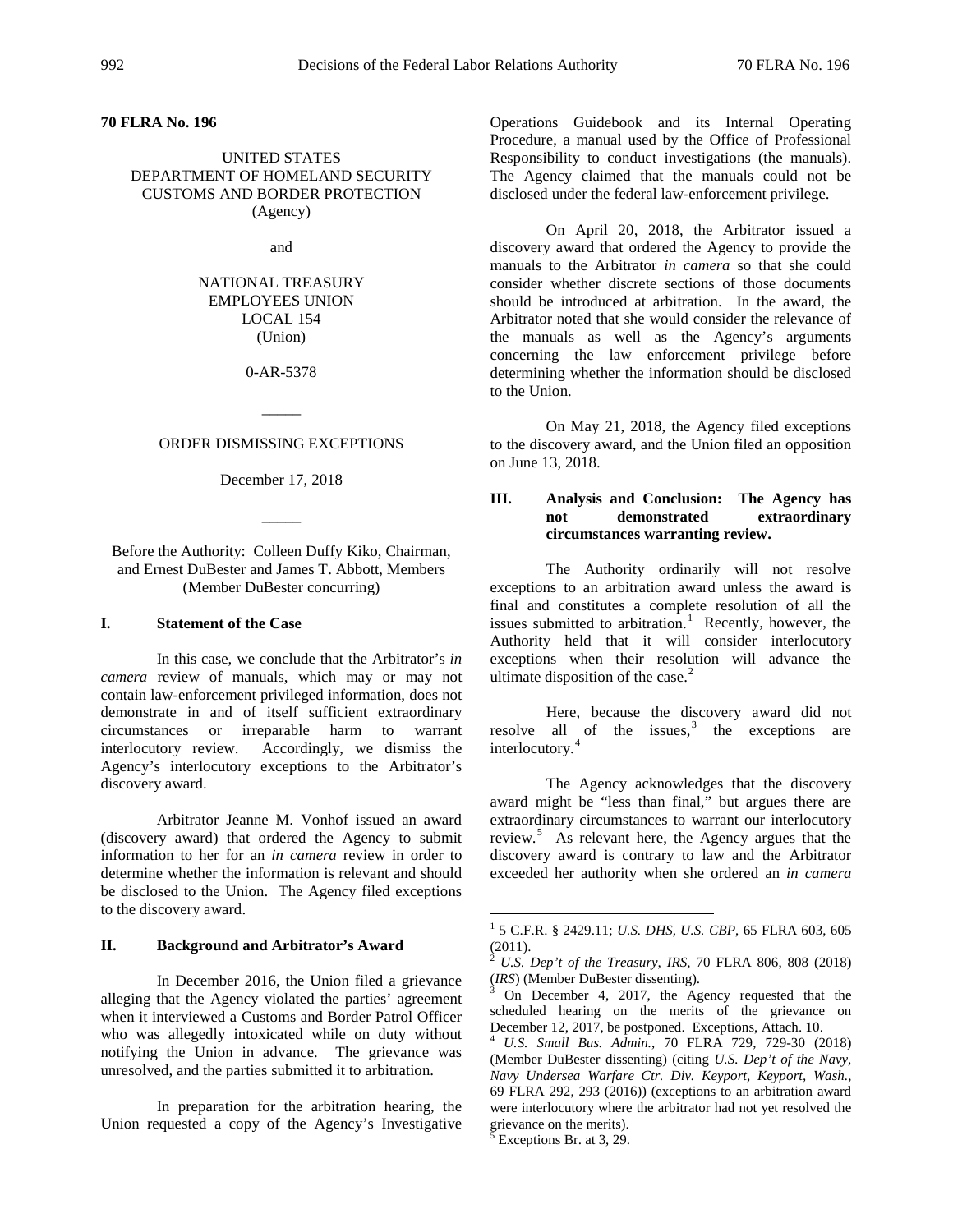**70 FLRA No. 196**

UNITED STATES
DEPARTMENT OF HOMELAND SECURITY
CUSTOMS AND BORDER PROTECTION
(Agency)

and

NATIONAL TREASURY
EMPLOYEES UNION
LOCAL 154
(Union)

0-AR-5378

_____

ORDER DISMISSING EXCEPTIONS

December 17, 2018

_____

Before the Authority: Colleen Duffy Kiko, Chairman, and Ernest DuBester and James T. Abbott, Members
(Member DuBester concurring)

## I. Statement of the Case

In this case, we conclude that the Arbitrator's *in camera* review of manuals, which may or may not contain law-enforcement privileged information, does not demonstrate in and of itself sufficient extraordinary circumstances or irreparable harm to warrant interlocutory review. Accordingly, we dismiss the Agency's interlocutory exceptions to the Arbitrator's discovery award.

Arbitrator Jeanne M. Vonhof issued an award (discovery award) that ordered the Agency to submit information to her for an *in camera* review in order to determine whether the information is relevant and should be disclosed to the Union. The Agency filed exceptions to the discovery award.

## II. Background and Arbitrator's Award

In December 2016, the Union filed a grievance alleging that the Agency violated the parties' agreement when it interviewed a Customs and Border Patrol Officer who was allegedly intoxicated while on duty without notifying the Union in advance. The grievance was unresolved, and the parties submitted it to arbitration.

In preparation for the arbitration hearing, the Union requested a copy of the Agency's Investigative Operations Guidebook and its Internal Operating Procedure, a manual used by the Office of Professional Responsibility to conduct investigations (the manuals). The Agency claimed that the manuals could not be disclosed under the federal law-enforcement privilege.

On April 20, 2018, the Arbitrator issued a discovery award that ordered the Agency to provide the manuals to the Arbitrator *in camera* so that she could consider whether discrete sections of those documents should be introduced at arbitration. In the award, the Arbitrator noted that she would consider the relevance of the manuals as well as the Agency's arguments concerning the law enforcement privilege before determining whether the information should be disclosed to the Union.

On May 21, 2018, the Agency filed exceptions to the discovery award, and the Union filed an opposition on June 13, 2018.

## III. Analysis and Conclusion: The Agency has not demonstrated extraordinary circumstances warranting review.

The Authority ordinarily will not resolve exceptions to an arbitration award unless the award is final and constitutes a complete resolution of all the issues submitted to arbitration.[1] Recently, however, the Authority held that it will consider interlocutory exceptions when their resolution will advance the ultimate disposition of the case.[2]

Here, because the discovery award did not resolve all of the issues,[3] the exceptions are interlocutory.[4]

The Agency acknowledges that the discovery award might be "less than final," but argues there are extraordinary circumstances to warrant our interlocutory review.[5] As relevant here, the Agency argues that the discovery award is contrary to law and the Arbitrator exceeded her authority when she ordered an *in camera*

---

[1] 5 C.F.R. § 2429.11; *U.S. DHS, U.S. CBP*, 65 FLRA 603, 605 (2011).

[2] *U.S. Dep't of the Treasury, IRS*, 70 FLRA 806, 808 (2018) (*IRS*) (Member DuBester dissenting).

[3] On December 4, 2017, the Agency requested that the scheduled hearing on the merits of the grievance on December 12, 2017, be postponed. Exceptions, Attach. 10.

[4] *U.S. Small Bus. Admin.*, 70 FLRA 729, 729-30 (2018) (Member DuBester dissenting) (citing *U.S. Dep't of the Navy, Navy Undersea Warfare Ctr. Div. Keyport, Keyport, Wash.*, 69 FLRA 292, 293 (2016)) (exceptions to an arbitration award were interlocutory where the arbitrator had not yet resolved the grievance on the merits).

[5] Exceptions Br. at 3, 29.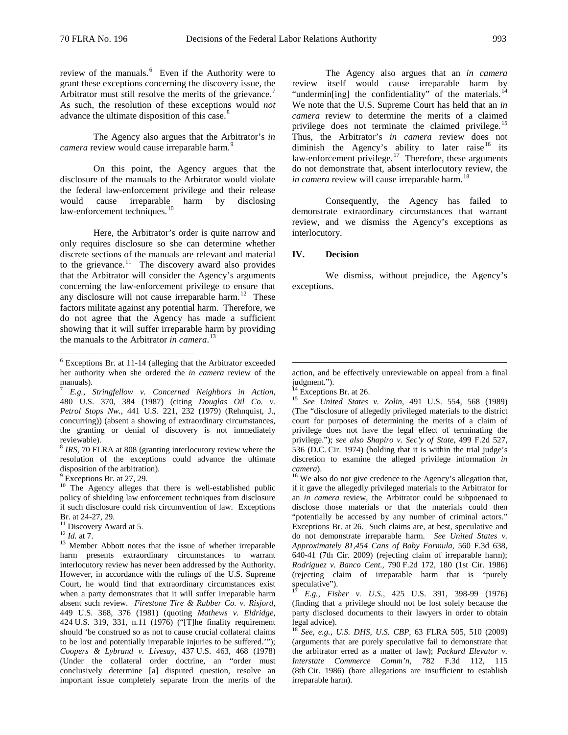review of the manuals.[6] Even if the Authority were to grant these exceptions concerning the discovery issue, the Arbitrator must still resolve the merits of the grievance.[7] As such, the resolution of these exceptions would *not* advance the ultimate disposition of this case.[8]

The Agency also argues that the Arbitrator's *in camera* review would cause irreparable harm.[9]

On this point, the Agency argues that the disclosure of the manuals to the Arbitrator would violate the federal law-enforcement privilege and their release would cause irreparable harm by disclosing law-enforcement techniques.[10]

Here, the Arbitrator's order is quite narrow and only requires disclosure so she can determine whether discrete sections of the manuals are relevant and material to the grievance.[11] The discovery award also provides that the Arbitrator will consider the Agency's arguments concerning the law-enforcement privilege to ensure that any disclosure will not cause irreparable harm.[12] These factors militate against any potential harm. Therefore, we do not agree that the Agency has made a sufficient showing that it will suffer irreparable harm by providing the manuals to the Arbitrator *in camera*.[13]

The Agency also argues that an *in camera* review itself would cause irreparable harm by "undermin[ing] the confidentiality" of the materials.[14] We note that the U.S. Supreme Court has held that an *in camera* review to determine the merits of a claimed privilege does not terminate the claimed privilege.[15] Thus, the Arbitrator's *in camera* review does not diminish the Agency's ability to later raise[16] its law-enforcement privilege.[17] Therefore, these arguments do not demonstrate that, absent interlocutory review, the *in camera* review will cause irreparable harm.[18]

Consequently, the Agency has failed to demonstrate extraordinary circumstances that warrant review, and we dismiss the Agency's exceptions as interlocutory.

## IV. Decision

We dismiss, without prejudice, the Agency's exceptions.

---

[6] Exceptions Br. at 11-14 (alleging that the Arbitrator exceeded her authority when she ordered the *in camera* review of the manuals).

[7] *E.g.*, *Stringfellow v. Concerned Neighbors in Action*, 480 U.S. 370, 384 (1987) (citing *Douglas Oil Co. v. Petrol Stops Nw.*, 441 U.S. 221, 232 (1979) (Rehnquist, J., concurring)) (absent a showing of extraordinary circumstances, the granting or denial of discovery is not immediately reviewable).

[8] *IRS*, 70 FLRA at 808 (granting interlocutory review where the resolution of the exceptions could advance the ultimate disposition of the arbitration).

[9] Exceptions Br. at 27, 29.

[10] The Agency alleges that there is well-established public policy of shielding law enforcement techniques from disclosure if such disclosure could risk circumvention of law. Exceptions Br. at 24-27, 29.

[11] Discovery Award at 5.

[12] *Id.* at 7.

[13] Member Abbott notes that the issue of whether irreparable harm presents extraordinary circumstances to warrant interlocutory review has never been addressed by the Authority. However, in accordance with the rulings of the U.S. Supreme Court, he would find that extraordinary circumstances exist when a party demonstrates that it will suffer irreparable harm absent such review. *Firestone Tire & Rubber Co. v. Risjord*, 449 U.S. 368, 376 (1981) (quoting *Mathews v. Eldridge*, 424 U.S. 319, 331, n.11 (1976) ("[T]he finality requirement should 'be construed so as not to cause crucial collateral claims to be lost and potentially irreparable injuries to be suffered.'"); *Coopers & Lybrand v. Livesay*, 437 U.S. 463, 468 (1978) (Under the collateral order doctrine, an "order must conclusively determine [a] disputed question, resolve an important issue completely separate from the merits of the action, and be effectively unreviewable on appeal from a final judgment.").

[14] Exceptions Br. at 26.

[15] *See United States v. Zolin*, 491 U.S. 554, 568 (1989) (The "disclosure of allegedly privileged materials to the district court for purposes of determining the merits of a claim of privilege does not have the legal effect of terminating the privilege."); *see also Shapiro v. Sec'y of State*, 499 F.2d 527, 536 (D.C. Cir. 1974) (holding that it is within the trial judge's discretion to examine the alleged privilege information *in camera*).

[16] We also do not give credence to the Agency's allegation that, if it gave the allegedly privileged materials to the Arbitrator for an *in camera* review, the Arbitrator could be subpoenaed to disclose those materials or that the materials could then "potentially be accessed by any number of criminal actors." Exceptions Br. at 26. Such claims are, at best, speculative and do not demonstrate irreparable harm. *See United States v. Approximately 81,454 Cans of Baby Formula*, 560 F.3d 638, 640-41 (7th Cir. 2009) (rejecting claim of irreparable harm); *Rodriguez v. Banco Cent.*, 790 F.2d 172, 180 (1st Cir. 1986) (rejecting claim of irreparable harm that is "purely speculative").

[17] *E.g.*, *Fisher v. U.S.*, 425 U.S. 391, 398-99 (1976) (finding that a privilege should not be lost solely because the party disclosed documents to their lawyers in order to obtain legal advice).

[18] *See, e.g.*, *U.S. DHS, U.S. CBP*, 63 FLRA 505, 510 (2009) (arguments that are purely speculative fail to demonstrate that the arbitrator erred as a matter of law); *Packard Elevator v. Interstate Commerce Comm'n*, 782 F.3d 112, 115 (8th Cir. 1986) (bare allegations are insufficient to establish irreparable harm).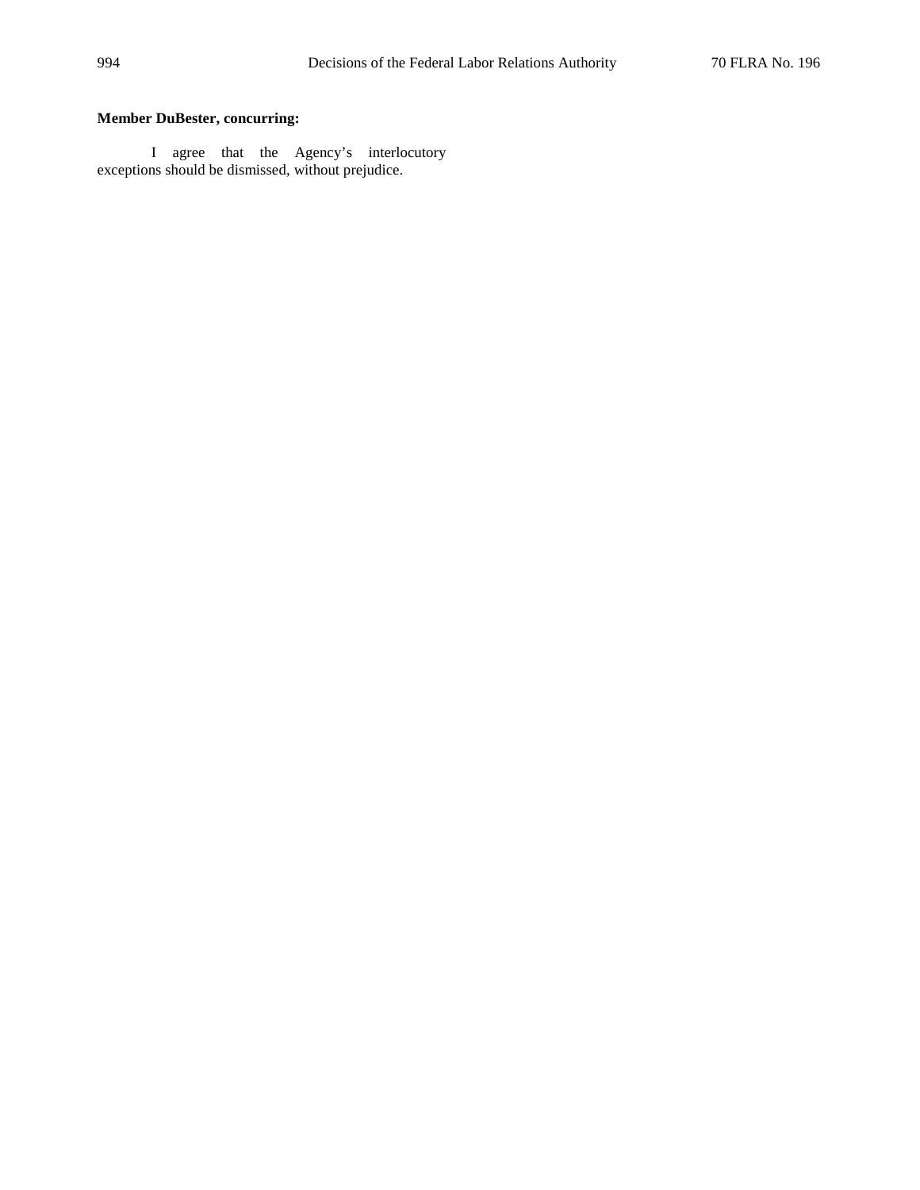**Member DuBester, concurring:**

I agree that the Agency's interlocutory exceptions should be dismissed, without prejudice.